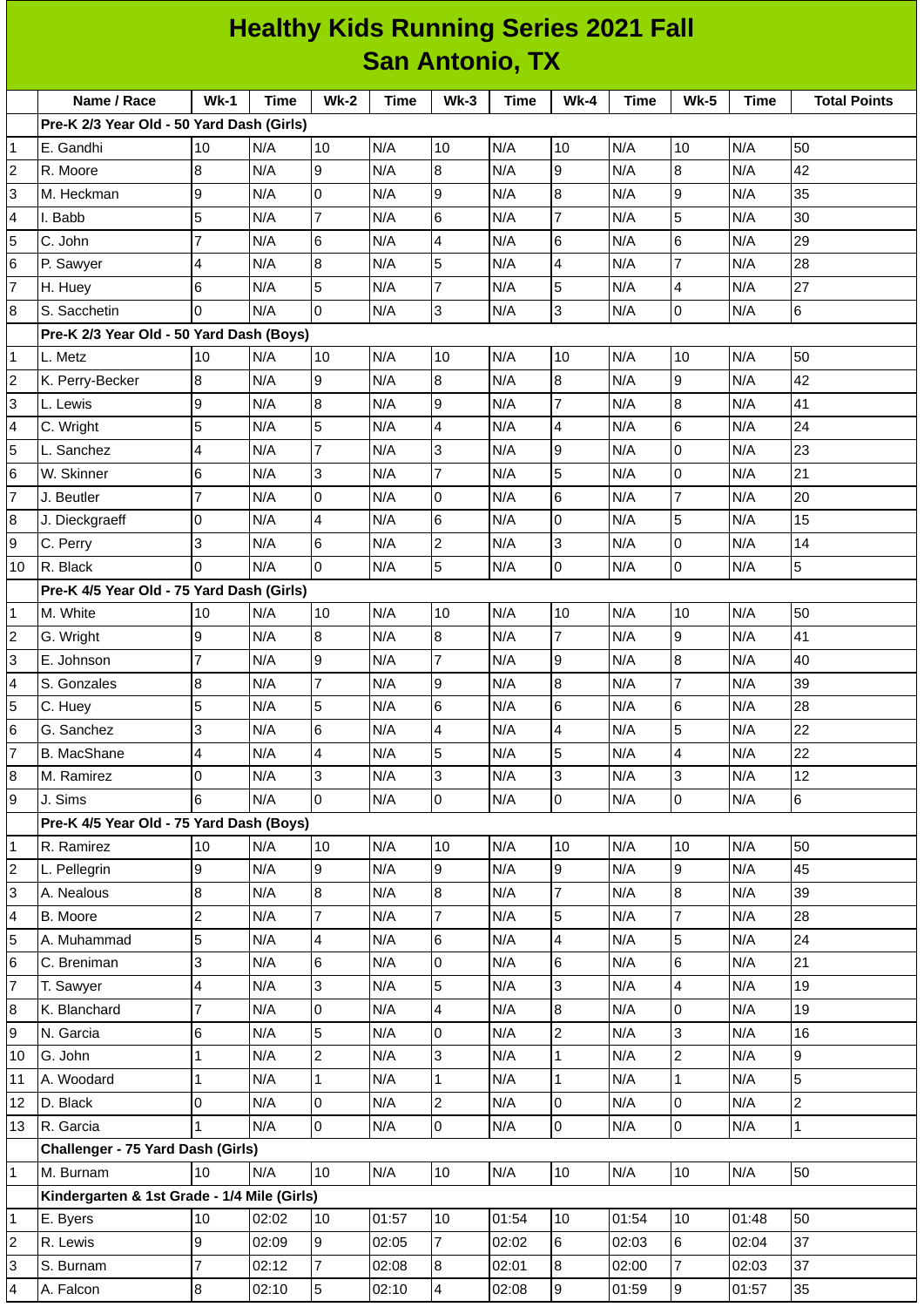# Healthy Kids Running Series 2021 Fall
## San Antonio, TX

| | Name / Race | Wk-1 | Time | Wk-2 | Time | Wk-3 | Time | Wk-4 | Time | Wk-5 | Time | Total Points |
|---|---|---|---|---|---|---|---|---|---|---|---|---|
| | **Pre-K 2/3 Year Old - 50 Yard Dash (Girls)** | | | | | | | | | | | |
| 1 | E. Gandhi | 10 | N/A | 10 | N/A | 10 | N/A | 10 | N/A | 10 | N/A | 50 |
| 2 | R. Moore | 8 | N/A | 9 | N/A | 8 | N/A | 9 | N/A | 8 | N/A | 42 |
| 3 | M. Heckman | 9 | N/A | 0 | N/A | 9 | N/A | 8 | N/A | 9 | N/A | 35 |
| 4 | I. Babb | 5 | N/A | 7 | N/A | 6 | N/A | 7 | N/A | 5 | N/A | 30 |
| 5 | C. John | 7 | N/A | 6 | N/A | 4 | N/A | 6 | N/A | 6 | N/A | 29 |
| 6 | P. Sawyer | 4 | N/A | 8 | N/A | 5 | N/A | 4 | N/A | 7 | N/A | 28 |
| 7 | H. Huey | 6 | N/A | 5 | N/A | 7 | N/A | 5 | N/A | 4 | N/A | 27 |
| 8 | S. Sacchetin | 0 | N/A | 0 | N/A | 3 | N/A | 3 | N/A | 0 | N/A | 6 |
| | **Pre-K 2/3 Year Old - 50 Yard Dash (Boys)** | | | | | | | | | | | |
| 1 | L. Metz | 10 | N/A | 10 | N/A | 10 | N/A | 10 | N/A | 10 | N/A | 50 |
| 2 | K. Perry-Becker | 8 | N/A | 9 | N/A | 8 | N/A | 8 | N/A | 9 | N/A | 42 |
| 3 | L. Lewis | 9 | N/A | 8 | N/A | 9 | N/A | 7 | N/A | 8 | N/A | 41 |
| 4 | C. Wright | 5 | N/A | 5 | N/A | 4 | N/A | 4 | N/A | 6 | N/A | 24 |
| 5 | L. Sanchez | 4 | N/A | 7 | N/A | 3 | N/A | 9 | N/A | 0 | N/A | 23 |
| 6 | W. Skinner | 6 | N/A | 3 | N/A | 7 | N/A | 5 | N/A | 0 | N/A | 21 |
| 7 | J. Beutler | 7 | N/A | 0 | N/A | 0 | N/A | 6 | N/A | 7 | N/A | 20 |
| 8 | J. Dieckgraeff | 0 | N/A | 4 | N/A | 6 | N/A | 0 | N/A | 5 | N/A | 15 |
| 9 | C. Perry | 3 | N/A | 6 | N/A | 2 | N/A | 3 | N/A | 0 | N/A | 14 |
| 10 | R. Black | 0 | N/A | 0 | N/A | 5 | N/A | 0 | N/A | 0 | N/A | 5 |
| | **Pre-K 4/5 Year Old - 75 Yard Dash (Girls)** | | | | | | | | | | | |
| 1 | M. White | 10 | N/A | 10 | N/A | 10 | N/A | 10 | N/A | 10 | N/A | 50 |
| 2 | G. Wright | 9 | N/A | 8 | N/A | 8 | N/A | 7 | N/A | 9 | N/A | 41 |
| 3 | E. Johnson | 7 | N/A | 9 | N/A | 7 | N/A | 9 | N/A | 8 | N/A | 40 |
| 4 | S. Gonzales | 8 | N/A | 7 | N/A | 9 | N/A | 8 | N/A | 7 | N/A | 39 |
| 5 | C. Huey | 5 | N/A | 5 | N/A | 6 | N/A | 6 | N/A | 6 | N/A | 28 |
| 6 | G. Sanchez | 3 | N/A | 6 | N/A | 4 | N/A | 4 | N/A | 5 | N/A | 22 |
| 7 | B. MacShane | 4 | N/A | 4 | N/A | 5 | N/A | 5 | N/A | 4 | N/A | 22 |
| 8 | M. Ramirez | 0 | N/A | 3 | N/A | 3 | N/A | 3 | N/A | 3 | N/A | 12 |
| 9 | J. Sims | 6 | N/A | 0 | N/A | 0 | N/A | 0 | N/A | 0 | N/A | 6 |
| | **Pre-K 4/5 Year Old - 75 Yard Dash (Boys)** | | | | | | | | | | | |
| 1 | R. Ramirez | 10 | N/A | 10 | N/A | 10 | N/A | 10 | N/A | 10 | N/A | 50 |
| 2 | L. Pellegrin | 9 | N/A | 9 | N/A | 9 | N/A | 9 | N/A | 9 | N/A | 45 |
| 3 | A. Nealous | 8 | N/A | 8 | N/A | 8 | N/A | 7 | N/A | 8 | N/A | 39 |
| 4 | B. Moore | 2 | N/A | 7 | N/A | 7 | N/A | 5 | N/A | 7 | N/A | 28 |
| 5 | A. Muhammad | 5 | N/A | 4 | N/A | 6 | N/A | 4 | N/A | 5 | N/A | 24 |
| 6 | C. Breniman | 3 | N/A | 6 | N/A | 0 | N/A | 6 | N/A | 6 | N/A | 21 |
| 7 | T. Sawyer | 4 | N/A | 3 | N/A | 5 | N/A | 3 | N/A | 4 | N/A | 19 |
| 8 | K. Blanchard | 7 | N/A | 0 | N/A | 4 | N/A | 8 | N/A | 0 | N/A | 19 |
| 9 | N. Garcia | 6 | N/A | 5 | N/A | 0 | N/A | 2 | N/A | 3 | N/A | 16 |
| 10 | G. John | 1 | N/A | 2 | N/A | 3 | N/A | 1 | N/A | 2 | N/A | 9 |
| 11 | A. Woodard | 1 | N/A | 1 | N/A | 1 | N/A | 1 | N/A | 1 | N/A | 5 |
| 12 | D. Black | 0 | N/A | 0 | N/A | 2 | N/A | 0 | N/A | 0 | N/A | 2 |
| 13 | R. Garcia | 1 | N/A | 0 | N/A | 0 | N/A | 0 | N/A | 0 | N/A | 1 |
| | **Challenger - 75 Yard Dash (Girls)** | | | | | | | | | | | |
| 1 | M. Burnam | 10 | N/A | 10 | N/A | 10 | N/A | 10 | N/A | 10 | N/A | 50 |
| | **Kindergarten & 1st Grade - 1/4 Mile (Girls)** | | | | | | | | | | | |
| 1 | E. Byers | 10 | 02:02 | 10 | 01:57 | 10 | 01:54 | 10 | 01:54 | 10 | 01:48 | 50 |
| 2 | R. Lewis | 9 | 02:09 | 9 | 02:05 | 7 | 02:02 | 6 | 02:03 | 6 | 02:04 | 37 |
| 3 | S. Burnam | 7 | 02:12 | 7 | 02:08 | 8 | 02:01 | 8 | 02:00 | 7 | 02:03 | 37 |
| 4 | A. Falcon | 8 | 02:10 | 5 | 02:10 | 4 | 02:08 | 9 | 01:59 | 9 | 01:57 | 35 |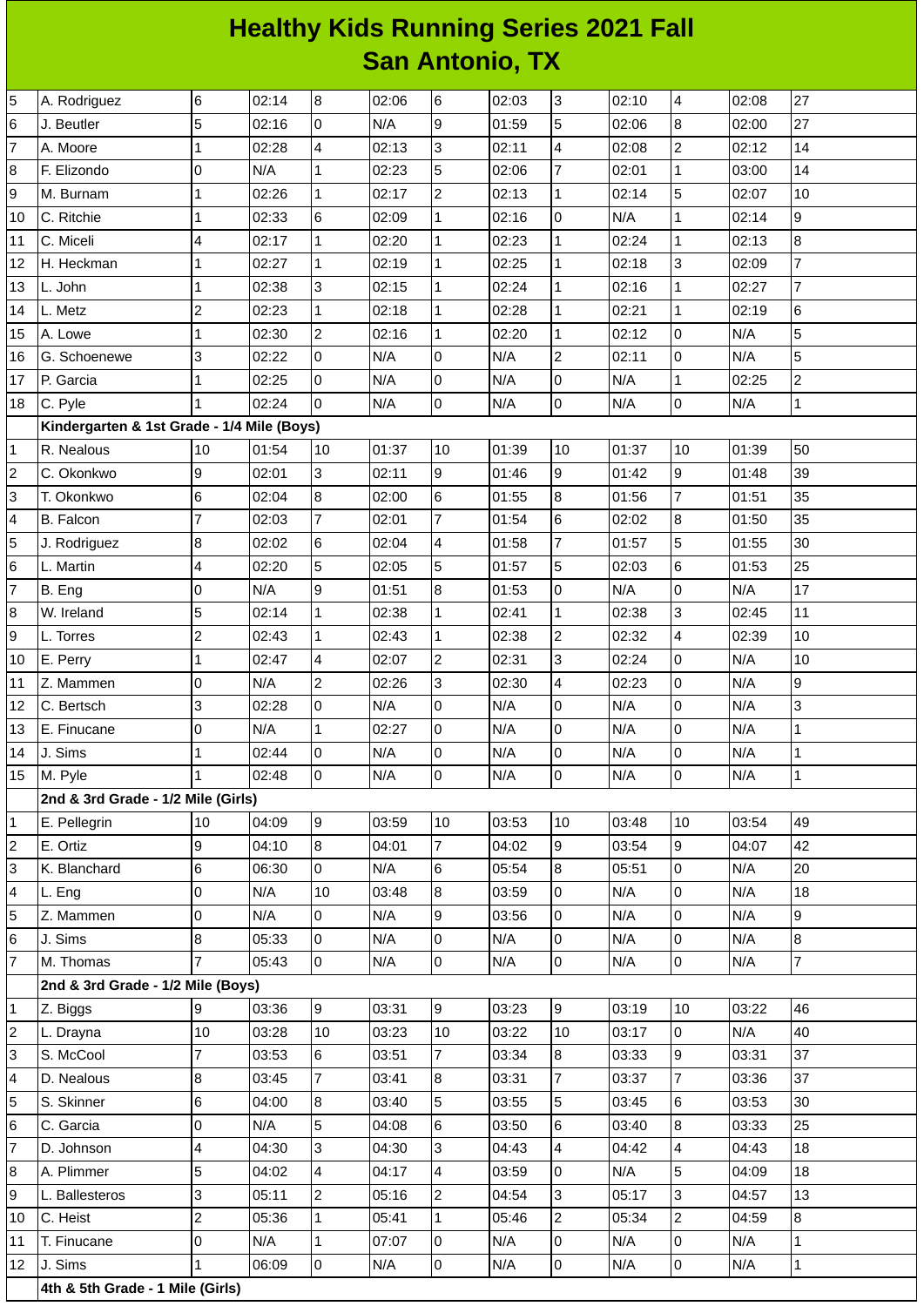# Healthy Kids Running Series 2021 Fall
## San Antonio, TX

| | | | | | | | | | | | | |
|---|---|---|---|---|---|---|---|---|---|---|---|---|
| 5 | A. Rodriguez | 6 | 02:14 | 8 | 02:06 | 6 | 02:03 | 3 | 02:10 | 4 | 02:08 | 27 |
| 6 | J. Beutler | 5 | 02:16 | 0 | N/A | 9 | 01:59 | 5 | 02:06 | 8 | 02:00 | 27 |
| 7 | A. Moore | 1 | 02:28 | 4 | 02:13 | 3 | 02:11 | 4 | 02:08 | 2 | 02:12 | 14 |
| 8 | F. Elizondo | 0 | N/A | 1 | 02:23 | 5 | 02:06 | 7 | 02:01 | 1 | 03:00 | 14 |
| 9 | M. Burnam | 1 | 02:26 | 1 | 02:17 | 2 | 02:13 | 1 | 02:14 | 5 | 02:07 | 10 |
| 10 | C. Ritchie | 1 | 02:33 | 6 | 02:09 | 1 | 02:16 | 0 | N/A | 1 | 02:14 | 9 |
| 11 | C. Miceli | 4 | 02:17 | 1 | 02:20 | 1 | 02:23 | 1 | 02:24 | 1 | 02:13 | 8 |
| 12 | H. Heckman | 1 | 02:27 | 1 | 02:19 | 1 | 02:25 | 1 | 02:18 | 3 | 02:09 | 7 |
| 13 | L. John | 1 | 02:38 | 3 | 02:15 | 1 | 02:24 | 1 | 02:16 | 1 | 02:27 | 7 |
| 14 | L. Metz | 2 | 02:23 | 1 | 02:18 | 1 | 02:28 | 1 | 02:21 | 1 | 02:19 | 6 |
| 15 | A. Lowe | 1 | 02:30 | 2 | 02:16 | 1 | 02:20 | 1 | 02:12 | 0 | N/A | 5 |
| 16 | G. Schoenewe | 3 | 02:22 | 0 | N/A | 0 | N/A | 2 | 02:11 | 0 | N/A | 5 |
| 17 | P. Garcia | 1 | 02:25 | 0 | N/A | 0 | N/A | 0 | N/A | 1 | 02:25 | 2 |
| 18 | C. Pyle | 1 | 02:24 | 0 | N/A | 0 | N/A | 0 | N/A | 0 | N/A | 1 |
| | **Kindergarten & 1st Grade - 1/4 Mile (Boys)** | | | | | | | | | | | |
| 1 | R. Nealous | 10 | 01:54 | 10 | 01:37 | 10 | 01:39 | 10 | 01:37 | 10 | 01:39 | 50 |
| 2 | C. Okonkwo | 9 | 02:01 | 3 | 02:11 | 9 | 01:46 | 9 | 01:42 | 9 | 01:48 | 39 |
| 3 | T. Okonkwo | 6 | 02:04 | 8 | 02:00 | 6 | 01:55 | 8 | 01:56 | 7 | 01:51 | 35 |
| 4 | B. Falcon | 7 | 02:03 | 7 | 02:01 | 7 | 01:54 | 6 | 02:02 | 8 | 01:50 | 35 |
| 5 | J. Rodriguez | 8 | 02:02 | 6 | 02:04 | 4 | 01:58 | 7 | 01:57 | 5 | 01:55 | 30 |
| 6 | L. Martin | 4 | 02:20 | 5 | 02:05 | 5 | 01:57 | 5 | 02:03 | 6 | 01:53 | 25 |
| 7 | B. Eng | 0 | N/A | 9 | 01:51 | 8 | 01:53 | 0 | N/A | 0 | N/A | 17 |
| 8 | W. Ireland | 5 | 02:14 | 1 | 02:38 | 1 | 02:41 | 1 | 02:38 | 3 | 02:45 | 11 |
| 9 | L. Torres | 2 | 02:43 | 1 | 02:43 | 1 | 02:38 | 2 | 02:32 | 4 | 02:39 | 10 |
| 10 | E. Perry | 1 | 02:47 | 4 | 02:07 | 2 | 02:31 | 3 | 02:24 | 0 | N/A | 10 |
| 11 | Z. Mammen | 0 | N/A | 2 | 02:26 | 3 | 02:30 | 4 | 02:23 | 0 | N/A | 9 |
| 12 | C. Bertsch | 3 | 02:28 | 0 | N/A | 0 | N/A | 0 | N/A | 0 | N/A | 3 |
| 13 | E. Finucane | 0 | N/A | 1 | 02:27 | 0 | N/A | 0 | N/A | 0 | N/A | 1 |
| 14 | J. Sims | 1 | 02:44 | 0 | N/A | 0 | N/A | 0 | N/A | 0 | N/A | 1 |
| 15 | M. Pyle | 1 | 02:48 | 0 | N/A | 0 | N/A | 0 | N/A | 0 | N/A | 1 |
| | **2nd & 3rd Grade - 1/2 Mile (Girls)** | | | | | | | | | | | |
| 1 | E. Pellegrin | 10 | 04:09 | 9 | 03:59 | 10 | 03:53 | 10 | 03:48 | 10 | 03:54 | 49 |
| 2 | E. Ortiz | 9 | 04:10 | 8 | 04:01 | 7 | 04:02 | 9 | 03:54 | 9 | 04:07 | 42 |
| 3 | K. Blanchard | 6 | 06:30 | 0 | N/A | 6 | 05:54 | 8 | 05:51 | 0 | N/A | 20 |
| 4 | L. Eng | 0 | N/A | 10 | 03:48 | 8 | 03:59 | 0 | N/A | 0 | N/A | 18 |
| 5 | Z. Mammen | 0 | N/A | 0 | N/A | 9 | 03:56 | 0 | N/A | 0 | N/A | 9 |
| 6 | J. Sims | 8 | 05:33 | 0 | N/A | 0 | N/A | 0 | N/A | 0 | N/A | 8 |
| 7 | M. Thomas | 7 | 05:43 | 0 | N/A | 0 | N/A | 0 | N/A | 0 | N/A | 7 |
| | **2nd & 3rd Grade - 1/2 Mile (Boys)** | | | | | | | | | | | |
| 1 | Z. Biggs | 9 | 03:36 | 9 | 03:31 | 9 | 03:23 | 9 | 03:19 | 10 | 03:22 | 46 |
| 2 | L. Drayna | 10 | 03:28 | 10 | 03:23 | 10 | 03:22 | 10 | 03:17 | 0 | N/A | 40 |
| 3 | S. McCool | 7 | 03:53 | 6 | 03:51 | 7 | 03:34 | 8 | 03:33 | 9 | 03:31 | 37 |
| 4 | D. Nealous | 8 | 03:45 | 7 | 03:41 | 8 | 03:31 | 7 | 03:37 | 7 | 03:36 | 37 |
| 5 | S. Skinner | 6 | 04:00 | 8 | 03:40 | 5 | 03:55 | 5 | 03:45 | 6 | 03:53 | 30 |
| 6 | C. Garcia | 0 | N/A | 5 | 04:08 | 6 | 03:50 | 6 | 03:40 | 8 | 03:33 | 25 |
| 7 | D. Johnson | 4 | 04:30 | 3 | 04:30 | 3 | 04:43 | 4 | 04:42 | 4 | 04:43 | 18 |
| 8 | A. Plimmer | 5 | 04:02 | 4 | 04:17 | 4 | 03:59 | 0 | N/A | 5 | 04:09 | 18 |
| 9 | L. Ballesteros | 3 | 05:11 | 2 | 05:16 | 2 | 04:54 | 3 | 05:17 | 3 | 04:57 | 13 |
| 10 | C. Heist | 2 | 05:36 | 1 | 05:41 | 1 | 05:46 | 2 | 05:34 | 2 | 04:59 | 8 |
| 11 | T. Finucane | 0 | N/A | 1 | 07:07 | 0 | N/A | 0 | N/A | 0 | N/A | 1 |
| 12 | J. Sims | 1 | 06:09 | 0 | N/A | 0 | N/A | 0 | N/A | 0 | N/A | 1 |
| | **4th & 5th Grade - 1 Mile (Girls)** | | | | | | | | | | | |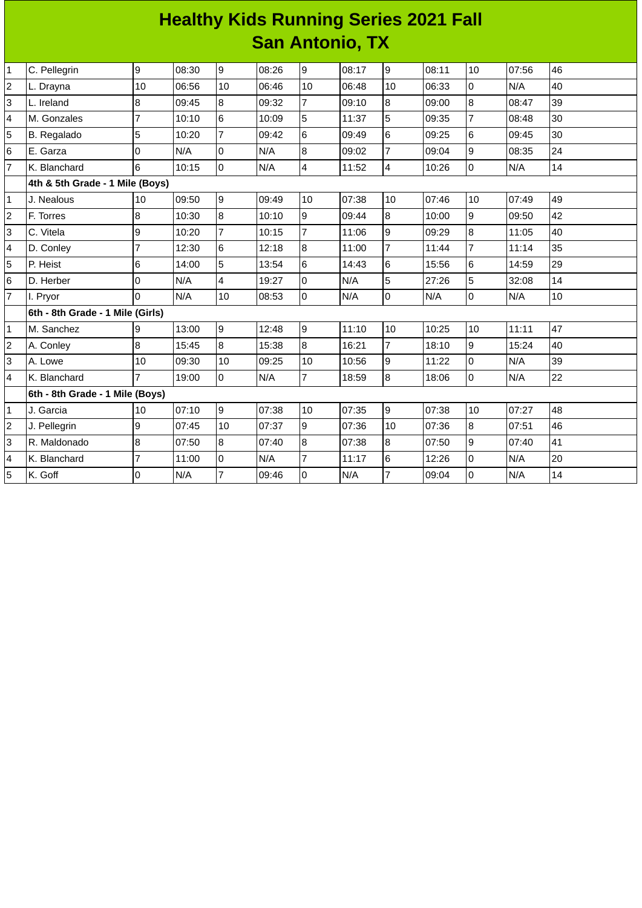# Healthy Kids Running Series 2021 Fall
## San Antonio, TX

| | | | | | | | | | | | | |
|---|---|---|---|---|---|---|---|---|---|---|---|---|
| 1 | C. Pellegrin | 9 | 08:30 | 9 | 08:26 | 9 | 08:17 | 9 | 08:11 | 10 | 07:56 | 46 |
| 2 | L. Drayna | 10 | 06:56 | 10 | 06:46 | 10 | 06:48 | 10 | 06:33 | 0 | N/A | 40 |
| 3 | L. Ireland | 8 | 09:45 | 8 | 09:32 | 7 | 09:10 | 8 | 09:00 | 8 | 08:47 | 39 |
| 4 | M. Gonzales | 7 | 10:10 | 6 | 10:09 | 5 | 11:37 | 5 | 09:35 | 7 | 08:48 | 30 |
| 5 | B. Regalado | 5 | 10:20 | 7 | 09:42 | 6 | 09:49 | 6 | 09:25 | 6 | 09:45 | 30 |
| 6 | E. Garza | 0 | N/A | 0 | N/A | 8 | 09:02 | 7 | 09:04 | 9 | 08:35 | 24 |
| 7 | K. Blanchard | 6 | 10:15 | 0 | N/A | 4 | 11:52 | 4 | 10:26 | 0 | N/A | 14 |
| | **4th & 5th Grade - 1 Mile (Boys)** | | | | | | | | | | | |
| 1 | J. Nealous | 10 | 09:50 | 9 | 09:49 | 10 | 07:38 | 10 | 07:46 | 10 | 07:49 | 49 |
| 2 | F. Torres | 8 | 10:30 | 8 | 10:10 | 9 | 09:44 | 8 | 10:00 | 9 | 09:50 | 42 |
| 3 | C. Vitela | 9 | 10:20 | 7 | 10:15 | 7 | 11:06 | 9 | 09:29 | 8 | 11:05 | 40 |
| 4 | D. Conley | 7 | 12:30 | 6 | 12:18 | 8 | 11:00 | 7 | 11:44 | 7 | 11:14 | 35 |
| 5 | P. Heist | 6 | 14:00 | 5 | 13:54 | 6 | 14:43 | 6 | 15:56 | 6 | 14:59 | 29 |
| 6 | D. Herber | 0 | N/A | 4 | 19:27 | 0 | N/A | 5 | 27:26 | 5 | 32:08 | 14 |
| 7 | I. Pryor | 0 | N/A | 10 | 08:53 | 0 | N/A | 0 | N/A | 0 | N/A | 10 |
| | **6th - 8th Grade - 1 Mile (Girls)** | | | | | | | | | | | |
| 1 | M. Sanchez | 9 | 13:00 | 9 | 12:48 | 9 | 11:10 | 10 | 10:25 | 10 | 11:11 | 47 |
| 2 | A. Conley | 8 | 15:45 | 8 | 15:38 | 8 | 16:21 | 7 | 18:10 | 9 | 15:24 | 40 |
| 3 | A. Lowe | 10 | 09:30 | 10 | 09:25 | 10 | 10:56 | 9 | 11:22 | 0 | N/A | 39 |
| 4 | K. Blanchard | 7 | 19:00 | 0 | N/A | 7 | 18:59 | 8 | 18:06 | 0 | N/A | 22 |
| | **6th - 8th Grade - 1 Mile (Boys)** | | | | | | | | | | | |
| 1 | J. Garcia | 10 | 07:10 | 9 | 07:38 | 10 | 07:35 | 9 | 07:38 | 10 | 07:27 | 48 |
| 2 | J. Pellegrin | 9 | 07:45 | 10 | 07:37 | 9 | 07:36 | 10 | 07:36 | 8 | 07:51 | 46 |
| 3 | R. Maldonado | 8 | 07:50 | 8 | 07:40 | 8 | 07:38 | 8 | 07:50 | 9 | 07:40 | 41 |
| 4 | K. Blanchard | 7 | 11:00 | 0 | N/A | 7 | 11:17 | 6 | 12:26 | 0 | N/A | 20 |
| 5 | K. Goff | 0 | N/A | 7 | 09:46 | 0 | N/A | 7 | 09:04 | 0 | N/A | 14 |